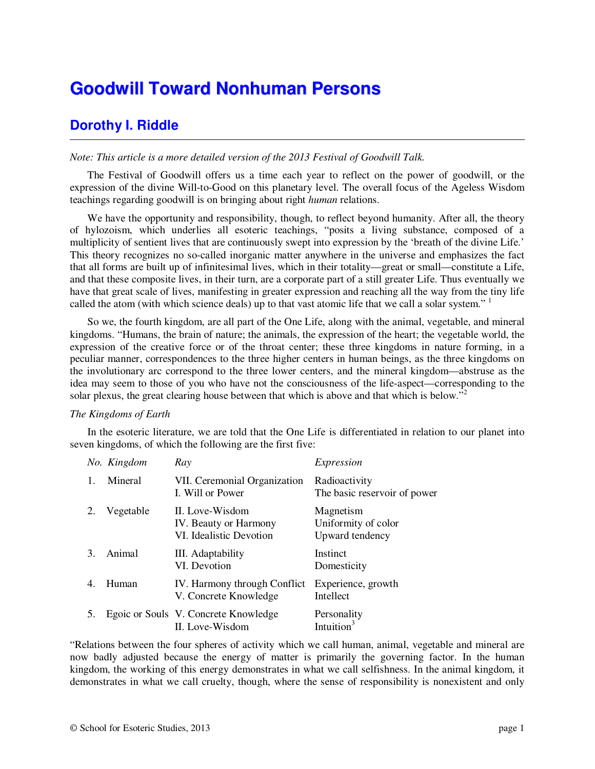# Goodwill Toward Nonhuman Persons

## Dorothy I. Riddle

*Note: This article is a more detailed version of the 2013 Festival of Goodwill Talk.*

The Festival of Goodwill offers us a time each year to reflect on the power of goodwill, or the expression of the divine Will-to-Good on this planetary level. The overall focus of the Ageless Wisdom teachings regarding goodwill is on bringing about right *human* relations.

We have the opportunity and responsibility, though, to reflect beyond humanity. After all, the theory of hylozoism, which underlies all esoteric teachings, "posits a living substance, composed of a multiplicity of sentient lives that are continuously swept into expression by the 'breath of the divine Life.' This theory recognizes no so-called inorganic matter anywhere in the universe and emphasizes the fact that all forms are built up of infinitesimal lives, which in their totality—great or small—constitute a Life, and that these composite lives, in their turn, are a corporate part of a still greater Life. Thus eventually we have that great scale of lives, manifesting in greater expression and reaching all the way from the tiny life called the atom (with which science deals) up to that vast atomic life that we call a solar system." [1]

So we, the fourth kingdom, are all part of the One Life, along with the animal, vegetable, and mineral kingdoms. "Humans, the brain of nature; the animals, the expression of the heart; the vegetable world, the expression of the creative force or of the throat center; these three kingdoms in nature forming, in a peculiar manner, correspondences to the three higher centers in human beings, as the three kingdoms on the involutionary arc correspond to the three lower centers, and the mineral kingdom—abstruse as the idea may seem to those of you who have not the consciousness of the life-aspect—corresponding to the solar plexus, the great clearing house between that which is above and that which is below."[2]

*The Kingdoms of Earth*

In the esoteric literature, we are told that the One Life is differentiated in relation to our planet into seven kingdoms, of which the following are the first five:

| *No.* | *Kingdom* | *Ray* | *Expression* |
|---|---|---|---|
| 1. | Mineral | VII. Ceremonial Organization<br>I. Will or Power | Radioactivity<br>The basic reservoir of power |
| 2. | Vegetable | II. Love-Wisdom<br>IV. Beauty or Harmony<br>VI. Idealistic Devotion | Magnetism<br>Uniformity of color<br>Upward tendency |
| 3. | Animal | III. Adaptability<br>VI. Devotion | Instinct<br>Domesticity |
| 4. | Human | IV. Harmony through Conflict<br>V. Concrete Knowledge | Experience, growth<br>Intellect |
| 5. | Egoic or Souls | V. Concrete Knowledge<br>II. Love-Wisdom | Personality<br>Intuition[3] |

"Relations between the four spheres of activity which we call human, animal, vegetable and mineral are now badly adjusted because the energy of matter is primarily the governing factor. In the human kingdom, the working of this energy demonstrates in what we call selfishness. In the animal kingdom, it demonstrates in what we call cruelty, though, where the sense of responsibility is nonexistent and only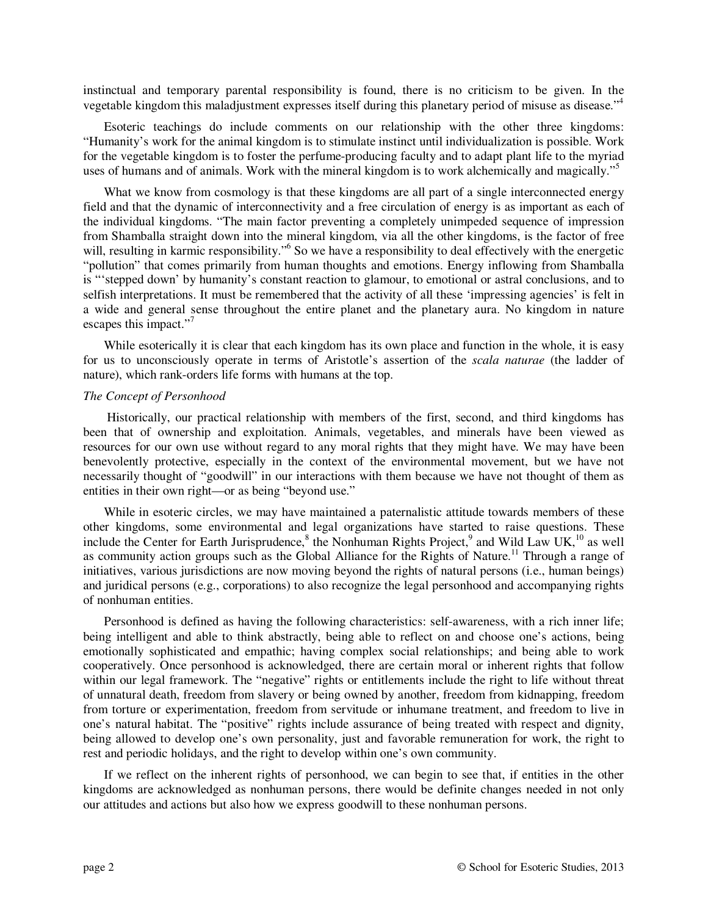instinctual and temporary parental responsibility is found, there is no criticism to be given. In the vegetable kingdom this maladjustment expresses itself during this planetary period of misuse as disease."[4]

Esoteric teachings do include comments on our relationship with the other three kingdoms: "Humanity's work for the animal kingdom is to stimulate instinct until individualization is possible. Work for the vegetable kingdom is to foster the perfume-producing faculty and to adapt plant life to the myriad uses of humans and of animals. Work with the mineral kingdom is to work alchemically and magically."[5]

What we know from cosmology is that these kingdoms are all part of a single interconnected energy field and that the dynamic of interconnectivity and a free circulation of energy is as important as each of the individual kingdoms. "The main factor preventing a completely unimpeded sequence of impression from Shamballa straight down into the mineral kingdom, via all the other kingdoms, is the factor of free will, resulting in karmic responsibility."[6] So we have a responsibility to deal effectively with the energetic "pollution" that comes primarily from human thoughts and emotions. Energy inflowing from Shamballa is "'stepped down' by humanity's constant reaction to glamour, to emotional or astral conclusions, and to selfish interpretations. It must be remembered that the activity of all these 'impressing agencies' is felt in a wide and general sense throughout the entire planet and the planetary aura. No kingdom in nature escapes this impact."[7]

While esoterically it is clear that each kingdom has its own place and function in the whole, it is easy for us to unconsciously operate in terms of Aristotle's assertion of the *scala naturae* (the ladder of nature), which rank-orders life forms with humans at the top.

*The Concept of Personhood*

Historically, our practical relationship with members of the first, second, and third kingdoms has been that of ownership and exploitation. Animals, vegetables, and minerals have been viewed as resources for our own use without regard to any moral rights that they might have. We may have been benevolently protective, especially in the context of the environmental movement, but we have not necessarily thought of "goodwill" in our interactions with them because we have not thought of them as entities in their own right—or as being "beyond use."

While in esoteric circles, we may have maintained a paternalistic attitude towards members of these other kingdoms, some environmental and legal organizations have started to raise questions. These include the Center for Earth Jurisprudence,[8] the Nonhuman Rights Project,[9] and Wild Law UK,[10] as well as community action groups such as the Global Alliance for the Rights of Nature.[11] Through a range of initiatives, various jurisdictions are now moving beyond the rights of natural persons (i.e., human beings) and juridical persons (e.g., corporations) to also recognize the legal personhood and accompanying rights of nonhuman entities.

Personhood is defined as having the following characteristics: self-awareness, with a rich inner life; being intelligent and able to think abstractly, being able to reflect on and choose one's actions, being emotionally sophisticated and empathic; having complex social relationships; and being able to work cooperatively. Once personhood is acknowledged, there are certain moral or inherent rights that follow within our legal framework. The "negative" rights or entitlements include the right to life without threat of unnatural death, freedom from slavery or being owned by another, freedom from kidnapping, freedom from torture or experimentation, freedom from servitude or inhumane treatment, and freedom to live in one's natural habitat. The "positive" rights include assurance of being treated with respect and dignity, being allowed to develop one's own personality, just and favorable remuneration for work, the right to rest and periodic holidays, and the right to develop within one's own community.

If we reflect on the inherent rights of personhood, we can begin to see that, if entities in the other kingdoms are acknowledged as nonhuman persons, there would be definite changes needed in not only our attitudes and actions but also how we express goodwill to these nonhuman persons.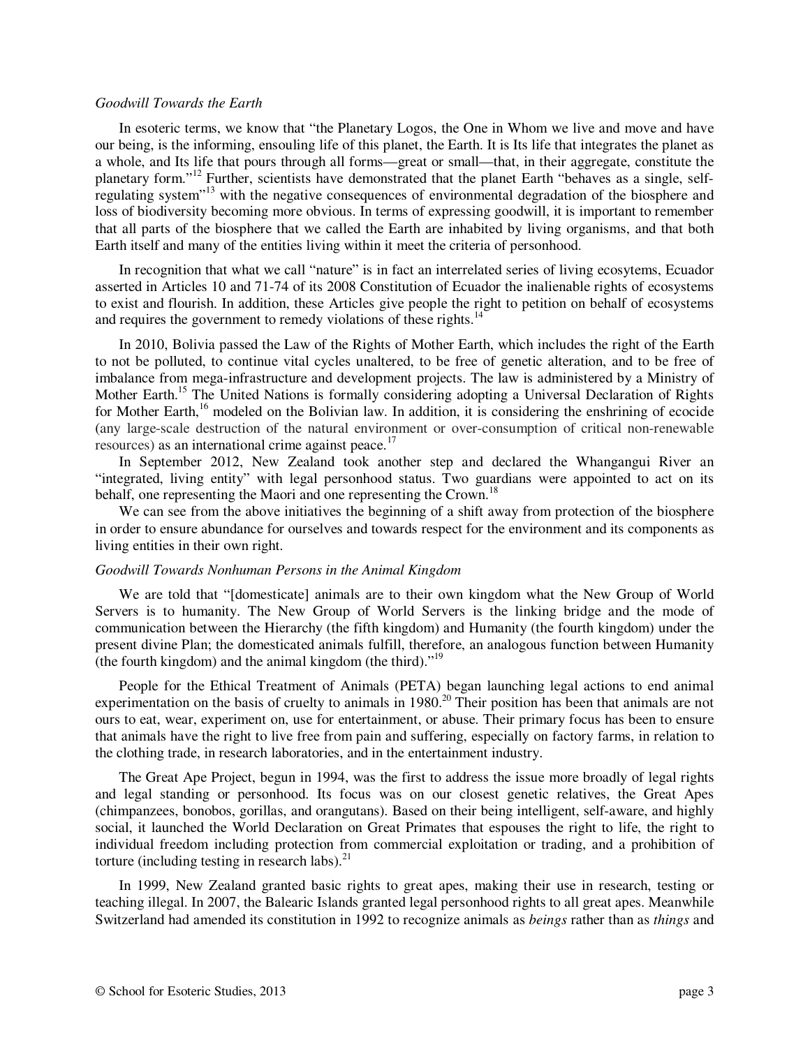*Goodwill Towards the Earth*

In esoteric terms, we know that "the Planetary Logos, the One in Whom we live and move and have our being, is the informing, ensouling life of this planet, the Earth. It is Its life that integrates the planet as a whole, and Its life that pours through all forms—great or small—that, in their aggregate, constitute the planetary form."[12] Further, scientists have demonstrated that the planet Earth "behaves as a single, self-regulating system"[13] with the negative consequences of environmental degradation of the biosphere and loss of biodiversity becoming more obvious. In terms of expressing goodwill, it is important to remember that all parts of the biosphere that we called the Earth are inhabited by living organisms, and that both Earth itself and many of the entities living within it meet the criteria of personhood.

In recognition that what we call "nature" is in fact an interrelated series of living ecosytems, Ecuador asserted in Articles 10 and 71-74 of its 2008 Constitution of Ecuador the inalienable rights of ecosystems to exist and flourish. In addition, these Articles give people the right to petition on behalf of ecosystems and requires the government to remedy violations of these rights.[14]

In 2010, Bolivia passed the Law of the Rights of Mother Earth, which includes the right of the Earth to not be polluted, to continue vital cycles unaltered, to be free of genetic alteration, and to be free of imbalance from mega-infrastructure and development projects. The law is administered by a Ministry of Mother Earth.[15] The United Nations is formally considering adopting a Universal Declaration of Rights for Mother Earth,[16] modeled on the Bolivian law. In addition, it is considering the enshrining of ecocide (any large-scale destruction of the natural environment or over-consumption of critical non-renewable resources) as an international crime against peace.[17]

In September 2012, New Zealand took another step and declared the Whangangui River an "integrated, living entity" with legal personhood status. Two guardians were appointed to act on its behalf, one representing the Maori and one representing the Crown.[18]

We can see from the above initiatives the beginning of a shift away from protection of the biosphere in order to ensure abundance for ourselves and towards respect for the environment and its components as living entities in their own right.

*Goodwill Towards Nonhuman Persons in the Animal Kingdom*

We are told that "[domesticate] animals are to their own kingdom what the New Group of World Servers is to humanity. The New Group of World Servers is the linking bridge and the mode of communication between the Hierarchy (the fifth kingdom) and Humanity (the fourth kingdom) under the present divine Plan; the domesticated animals fulfill, therefore, an analogous function between Humanity (the fourth kingdom) and the animal kingdom (the third)."[19]

People for the Ethical Treatment of Animals (PETA) began launching legal actions to end animal experimentation on the basis of cruelty to animals in 1980.[20] Their position has been that animals are not ours to eat, wear, experiment on, use for entertainment, or abuse. Their primary focus has been to ensure that animals have the right to live free from pain and suffering, especially on factory farms, in relation to the clothing trade, in research laboratories, and in the entertainment industry.

The Great Ape Project, begun in 1994, was the first to address the issue more broadly of legal rights and legal standing or personhood. Its focus was on our closest genetic relatives, the Great Apes (chimpanzees, bonobos, gorillas, and orangutans). Based on their being intelligent, self-aware, and highly social, it launched the World Declaration on Great Primates that espouses the right to life, the right to individual freedom including protection from commercial exploitation or trading, and a prohibition of torture (including testing in research labs).[21]

In 1999, New Zealand granted basic rights to great apes, making their use in research, testing or teaching illegal. In 2007, the Balearic Islands granted legal personhood rights to all great apes. Meanwhile Switzerland had amended its constitution in 1992 to recognize animals as *beings* rather than as *things* and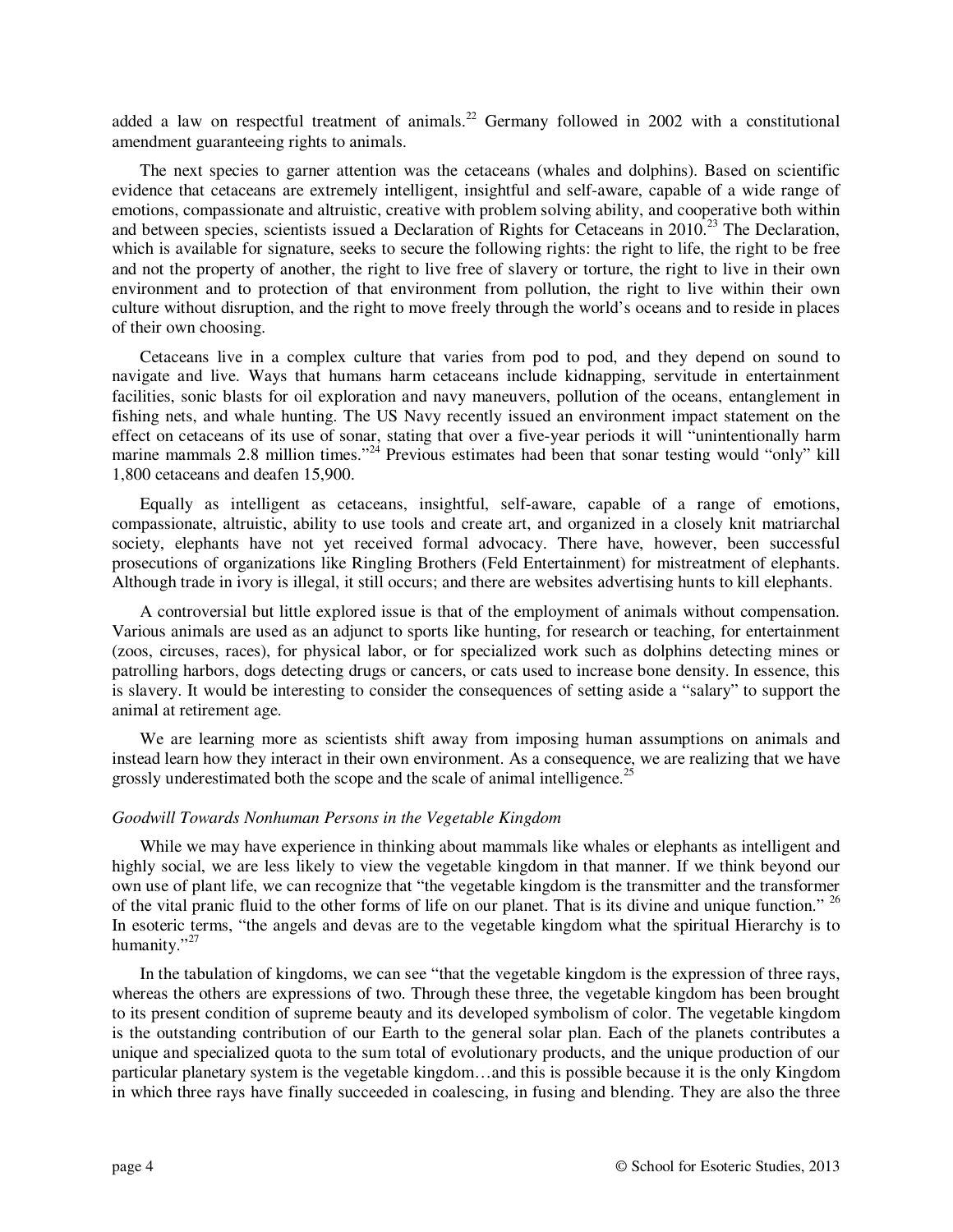added a law on respectful treatment of animals.[22] Germany followed in 2002 with a constitutional amendment guaranteeing rights to animals.

The next species to garner attention was the cetaceans (whales and dolphins). Based on scientific evidence that cetaceans are extremely intelligent, insightful and self-aware, capable of a wide range of emotions, compassionate and altruistic, creative with problem solving ability, and cooperative both within and between species, scientists issued a Declaration of Rights for Cetaceans in 2010.[23] The Declaration, which is available for signature, seeks to secure the following rights: the right to life, the right to be free and not the property of another, the right to live free of slavery or torture, the right to live in their own environment and to protection of that environment from pollution, the right to live within their own culture without disruption, and the right to move freely through the world's oceans and to reside in places of their own choosing.

Cetaceans live in a complex culture that varies from pod to pod, and they depend on sound to navigate and live. Ways that humans harm cetaceans include kidnapping, servitude in entertainment facilities, sonic blasts for oil exploration and navy maneuvers, pollution of the oceans, entanglement in fishing nets, and whale hunting. The US Navy recently issued an environment impact statement on the effect on cetaceans of its use of sonar, stating that over a five-year periods it will "unintentionally harm marine mammals 2.8 million times."[24] Previous estimates had been that sonar testing would "only" kill 1,800 cetaceans and deafen 15,900.

Equally as intelligent as cetaceans, insightful, self-aware, capable of a range of emotions, compassionate, altruistic, ability to use tools and create art, and organized in a closely knit matriarchal society, elephants have not yet received formal advocacy. There have, however, been successful prosecutions of organizations like Ringling Brothers (Feld Entertainment) for mistreatment of elephants. Although trade in ivory is illegal, it still occurs; and there are websites advertising hunts to kill elephants.

A controversial but little explored issue is that of the employment of animals without compensation. Various animals are used as an adjunct to sports like hunting, for research or teaching, for entertainment (zoos, circuses, races), for physical labor, or for specialized work such as dolphins detecting mines or patrolling harbors, dogs detecting drugs or cancers, or cats used to increase bone density. In essence, this is slavery. It would be interesting to consider the consequences of setting aside a "salary" to support the animal at retirement age.

We are learning more as scientists shift away from imposing human assumptions on animals and instead learn how they interact in their own environment. As a consequence, we are realizing that we have grossly underestimated both the scope and the scale of animal intelligence.[25]

*Goodwill Towards Nonhuman Persons in the Vegetable Kingdom*

While we may have experience in thinking about mammals like whales or elephants as intelligent and highly social, we are less likely to view the vegetable kingdom in that manner. If we think beyond our own use of plant life, we can recognize that "the vegetable kingdom is the transmitter and the transformer of the vital pranic fluid to the other forms of life on our planet. That is its divine and unique function."[26] In esoteric terms, "the angels and devas are to the vegetable kingdom what the spiritual Hierarchy is to humanity."[27]

In the tabulation of kingdoms, we can see "that the vegetable kingdom is the expression of three rays, whereas the others are expressions of two. Through these three, the vegetable kingdom has been brought to its present condition of supreme beauty and its developed symbolism of color. The vegetable kingdom is the outstanding contribution of our Earth to the general solar plan. Each of the planets contributes a unique and specialized quota to the sum total of evolutionary products, and the unique production of our particular planetary system is the vegetable kingdom…and this is possible because it is the only Kingdom in which three rays have finally succeeded in coalescing, in fusing and blending. They are also the three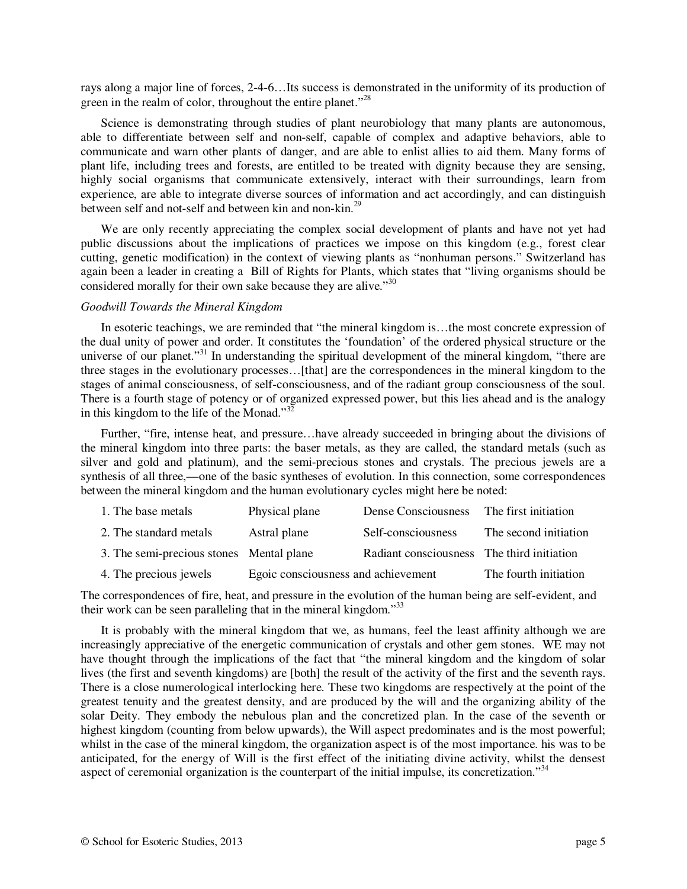rays along a major line of forces, 2-4-6…Its success is demonstrated in the uniformity of its production of green in the realm of color, throughout the entire planet."[28]

Science is demonstrating through studies of plant neurobiology that many plants are autonomous, able to differentiate between self and non-self, capable of complex and adaptive behaviors, able to communicate and warn other plants of danger, and are able to enlist allies to aid them. Many forms of plant life, including trees and forests, are entitled to be treated with dignity because they are sensing, highly social organisms that communicate extensively, interact with their surroundings, learn from experience, are able to integrate diverse sources of information and act accordingly, and can distinguish between self and not-self and between kin and non-kin.[29]

We are only recently appreciating the complex social development of plants and have not yet had public discussions about the implications of practices we impose on this kingdom (e.g., forest clear cutting, genetic modification) in the context of viewing plants as "nonhuman persons." Switzerland has again been a leader in creating a Bill of Rights for Plants, which states that "living organisms should be considered morally for their own sake because they are alive."[30]

*Goodwill Towards the Mineral Kingdom*

In esoteric teachings, we are reminded that "the mineral kingdom is…the most concrete expression of the dual unity of power and order. It constitutes the 'foundation' of the ordered physical structure or the universe of our planet."[31] In understanding the spiritual development of the mineral kingdom, "there are three stages in the evolutionary processes…[that] are the correspondences in the mineral kingdom to the stages of animal consciousness, of self-consciousness, and of the radiant group consciousness of the soul. There is a fourth stage of potency or of organized expressed power, but this lies ahead and is the analogy in this kingdom to the life of the Monad."[32]

Further, "fire, intense heat, and pressure…have already succeeded in bringing about the divisions of the mineral kingdom into three parts: the baser metals, as they are called, the standard metals (such as silver and gold and platinum), and the semi-precious stones and crystals. The precious jewels are a synthesis of all three,—one of the basic syntheses of evolution. In this connection, some correspondences between the mineral kingdom and the human evolutionary cycles might here be noted:

| | | | |
|---|---|---|---|
| 1. The base metals | Physical plane | Dense Consciousness | The first initiation |
| 2. The standard metals | Astral plane | Self-consciousness | The second initiation |
| 3. The semi-precious stones | Mental plane | Radiant consciousness | The third initiation |
| 4. The precious jewels | Egoic consciousness and achievement | | The fourth initiation |

The correspondences of fire, heat, and pressure in the evolution of the human being are self-evident, and their work can be seen paralleling that in the mineral kingdom."[33]

It is probably with the mineral kingdom that we, as humans, feel the least affinity although we are increasingly appreciative of the energetic communication of crystals and other gem stones. WE may not have thought through the implications of the fact that "the mineral kingdom and the kingdom of solar lives (the first and seventh kingdoms) are [both] the result of the activity of the first and the seventh rays. There is a close numerological interlocking here. These two kingdoms are respectively at the point of the greatest tenuity and the greatest density, and are produced by the will and the organizing ability of the solar Deity. They embody the nebulous plan and the concretized plan. In the case of the seventh or highest kingdom (counting from below upwards), the Will aspect predominates and is the most powerful; whilst in the case of the mineral kingdom, the organization aspect is of the most importance. his was to be anticipated, for the energy of Will is the first effect of the initiating divine activity, whilst the densest aspect of ceremonial organization is the counterpart of the initial impulse, its concretization."[34]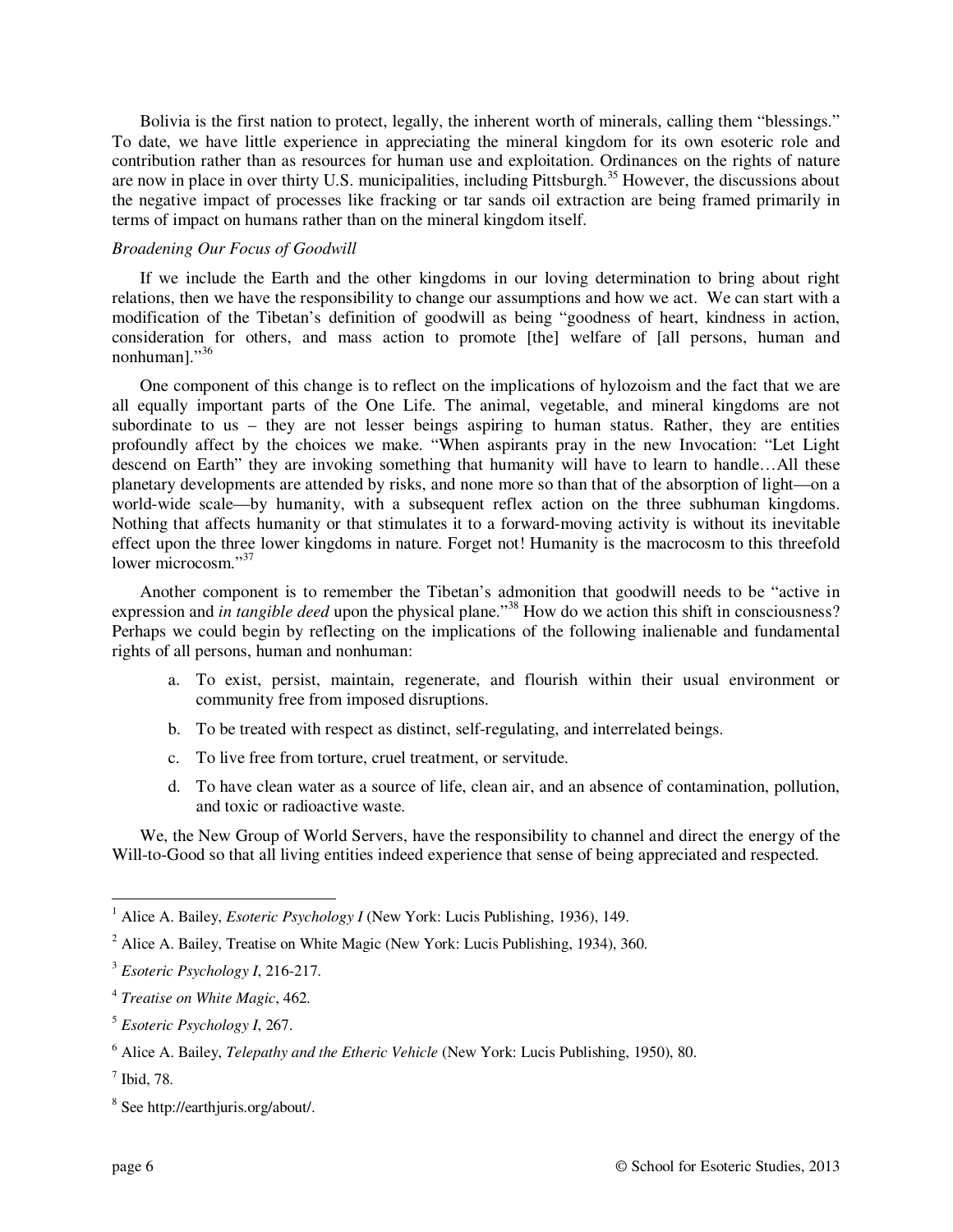Bolivia is the first nation to protect, legally, the inherent worth of minerals, calling them "blessings." To date, we have little experience in appreciating the mineral kingdom for its own esoteric role and contribution rather than as resources for human use and exploitation. Ordinances on the rights of nature are now in place in over thirty U.S. municipalities, including Pittsburgh.[35] However, the discussions about the negative impact of processes like fracking or tar sands oil extraction are being framed primarily in terms of impact on humans rather than on the mineral kingdom itself.

*Broadening Our Focus of Goodwill*

If we include the Earth and the other kingdoms in our loving determination to bring about right relations, then we have the responsibility to change our assumptions and how we act. We can start with a modification of the Tibetan's definition of goodwill as being "goodness of heart, kindness in action, consideration for others, and mass action to promote [the] welfare of [all persons, human and nonhuman]."[36]

One component of this change is to reflect on the implications of hylozoism and the fact that we are all equally important parts of the One Life. The animal, vegetable, and mineral kingdoms are not subordinate to us – they are not lesser beings aspiring to human status. Rather, they are entities profoundly affect by the choices we make. "When aspirants pray in the new Invocation: "Let Light descend on Earth" they are invoking something that humanity will have to learn to handle…All these planetary developments are attended by risks, and none more so than that of the absorption of light—on a world-wide scale—by humanity, with a subsequent reflex action on the three subhuman kingdoms. Nothing that affects humanity or that stimulates it to a forward-moving activity is without its inevitable effect upon the three lower kingdoms in nature. Forget not! Humanity is the macrocosm to this threefold lower microcosm."[37]

Another component is to remember the Tibetan's admonition that goodwill needs to be "active in expression and *in tangible deed* upon the physical plane."[38] How do we action this shift in consciousness? Perhaps we could begin by reflecting on the implications of the following inalienable and fundamental rights of all persons, human and nonhuman:

a. To exist, persist, maintain, regenerate, and flourish within their usual environment or community free from imposed disruptions.

b. To be treated with respect as distinct, self-regulating, and interrelated beings.

c. To live free from torture, cruel treatment, or servitude.

d. To have clean water as a source of life, clean air, and an absence of contamination, pollution, and toxic or radioactive waste.

We, the New Group of World Servers, have the responsibility to channel and direct the energy of the Will-to-Good so that all living entities indeed experience that sense of being appreciated and respected.

---

[1] Alice A. Bailey, *Esoteric Psychology I* (New York: Lucis Publishing, 1936), 149.

[2] Alice A. Bailey, Treatise on White Magic (New York: Lucis Publishing, 1934), 360.

[3] *Esoteric Psychology I*, 216-217.

[4] *Treatise on White Magic*, 462.

[5] *Esoteric Psychology I*, 267.

[6] Alice A. Bailey, *Telepathy and the Etheric Vehicle* (New York: Lucis Publishing, 1950), 80.

[7] Ibid, 78.

[8] See http://earthjuris.org/about/.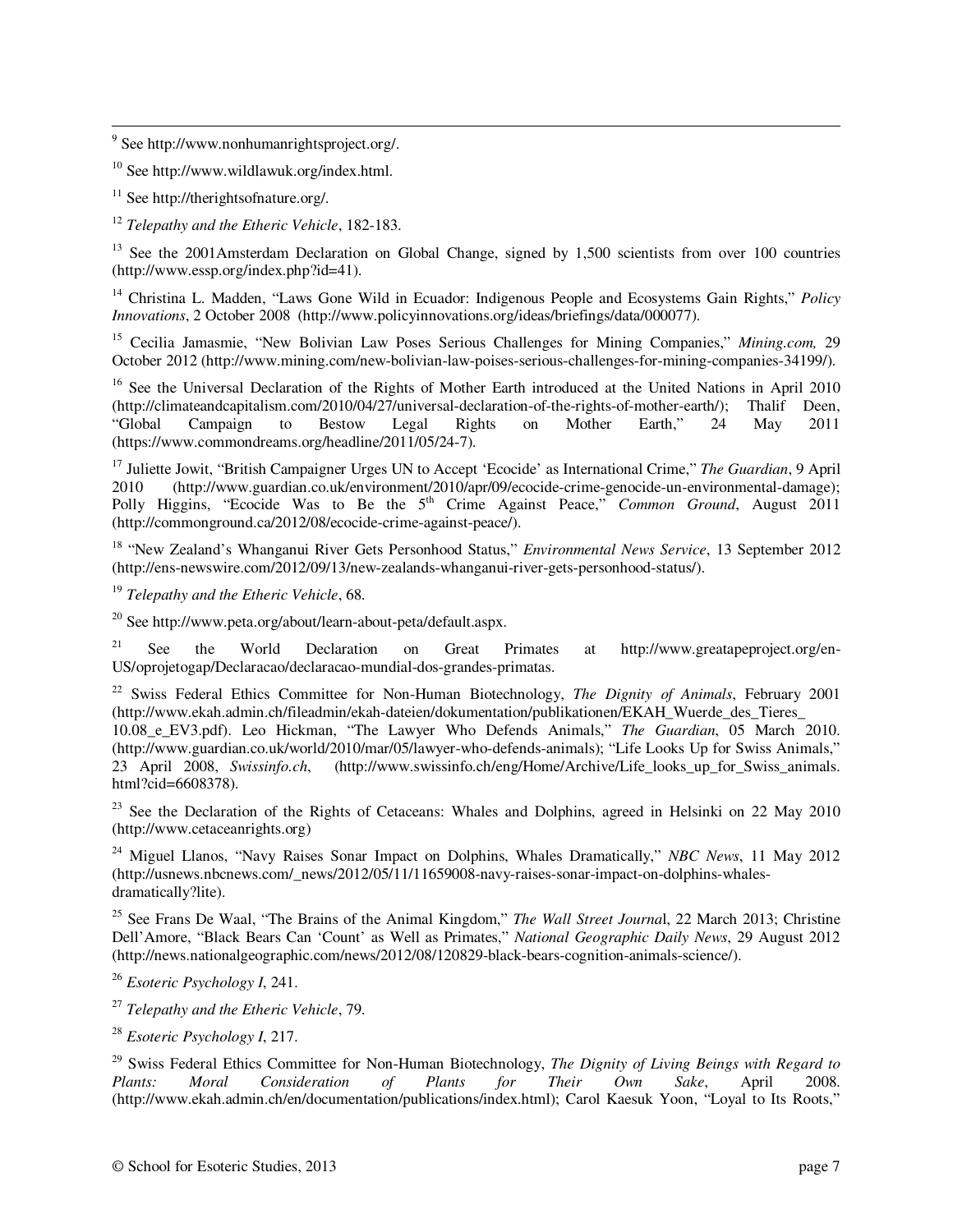[9] See http://www.nonhumanrightsproject.org/.

[10] See http://www.wildlawuk.org/index.html.

[11] See http://therightsofnature.org/.

[12] *Telepathy and the Etheric Vehicle*, 182-183.

[13] See the 2001Amsterdam Declaration on Global Change, signed by 1,500 scientists from over 100 countries (http://www.essp.org/index.php?id=41).

[14] Christina L. Madden, "Laws Gone Wild in Ecuador: Indigenous People and Ecosystems Gain Rights," *Policy Innovations*, 2 October 2008 (http://www.policyinnovations.org/ideas/briefings/data/000077).

[15] Cecilia Jamasmie, "New Bolivian Law Poses Serious Challenges for Mining Companies," *Mining.com,* 29 October 2012 (http://www.mining.com/new-bolivian-law-poises-serious-challenges-for-mining-companies-34199/).

[16] See the Universal Declaration of the Rights of Mother Earth introduced at the United Nations in April 2010 (http://climateandcapitalism.com/2010/04/27/universal-declaration-of-the-rights-of-mother-earth/); Thalif Deen, "Global Campaign to Bestow Legal Rights on Mother Earth," 24 May 2011 (https://www.commondreams.org/headline/2011/05/24-7).

[17] Juliette Jowit, "British Campaigner Urges UN to Accept 'Ecocide' as International Crime," *The Guardian*, 9 April 2010 (http://www.guardian.co.uk/environment/2010/apr/09/ecocide-crime-genocide-un-environmental-damage); Polly Higgins, "Ecocide Was to Be the 5th Crime Against Peace," *Common Ground*, August 2011 (http://commonground.ca/2012/08/ecocide-crime-against-peace/).

[18] "New Zealand's Whanganui River Gets Personhood Status," *Environmental News Service*, 13 September 2012 (http://ens-newswire.com/2012/09/13/new-zealands-whanganui-river-gets-personhood-status/).

[19] *Telepathy and the Etheric Vehicle*, 68.

[20] See http://www.peta.org/about/learn-about-peta/default.aspx.

[21] See the World Declaration on Great Primates at http://www.greatapeproject.org/en-US/oprojetogap/Declaracao/declaracao-mundial-dos-grandes-primatas.

[22] Swiss Federal Ethics Committee for Non-Human Biotechnology, *The Dignity of Animals*, February 2001 (http://www.ekah.admin.ch/fileadmin/ekah-dateien/dokumentation/publikationen/EKAH_Wuerde_des_Tieres_10.08_e_EV3.pdf). Leo Hickman, "The Lawyer Who Defends Animals," *The Guardian*, 05 March 2010. (http://www.guardian.co.uk/world/2010/mar/05/lawyer-who-defends-animals); "Life Looks Up for Swiss Animals," 23 April 2008, *Swissinfo.ch*, (http://www.swissinfo.ch/eng/Home/Archive/Life_looks_up_for_Swiss_animals.html?cid=6608378).

[23] See the Declaration of the Rights of Cetaceans: Whales and Dolphins, agreed in Helsinki on 22 May 2010 (http://www.cetaceanrights.org)

[24] Miguel Llanos, "Navy Raises Sonar Impact on Dolphins, Whales Dramatically," *NBC News*, 11 May 2012 (http://usnews.nbcnews.com/_news/2012/05/11/11659008-navy-raises-sonar-impact-on-dolphins-whales-dramatically?lite).

[25] See Frans De Waal, "The Brains of the Animal Kingdom," *The Wall Street Journa*l, 22 March 2013; Christine Dell'Amore, "Black Bears Can 'Count' as Well as Primates," *National Geographic Daily News*, 29 August 2012 (http://news.nationalgeographic.com/news/2012/08/120829-black-bears-cognition-animals-science/).

[26] *Esoteric Psychology I*, 241.

[27] *Telepathy and the Etheric Vehicle*, 79.

[28] *Esoteric Psychology I*, 217.

[29] Swiss Federal Ethics Committee for Non-Human Biotechnology, *The Dignity of Living Beings with Regard to Plants: Moral Consideration of Plants for Their Own Sake*, April 2008. (http://www.ekah.admin.ch/en/documentation/publications/index.html); Carol Kaesuk Yoon, "Loyal to Its Roots,"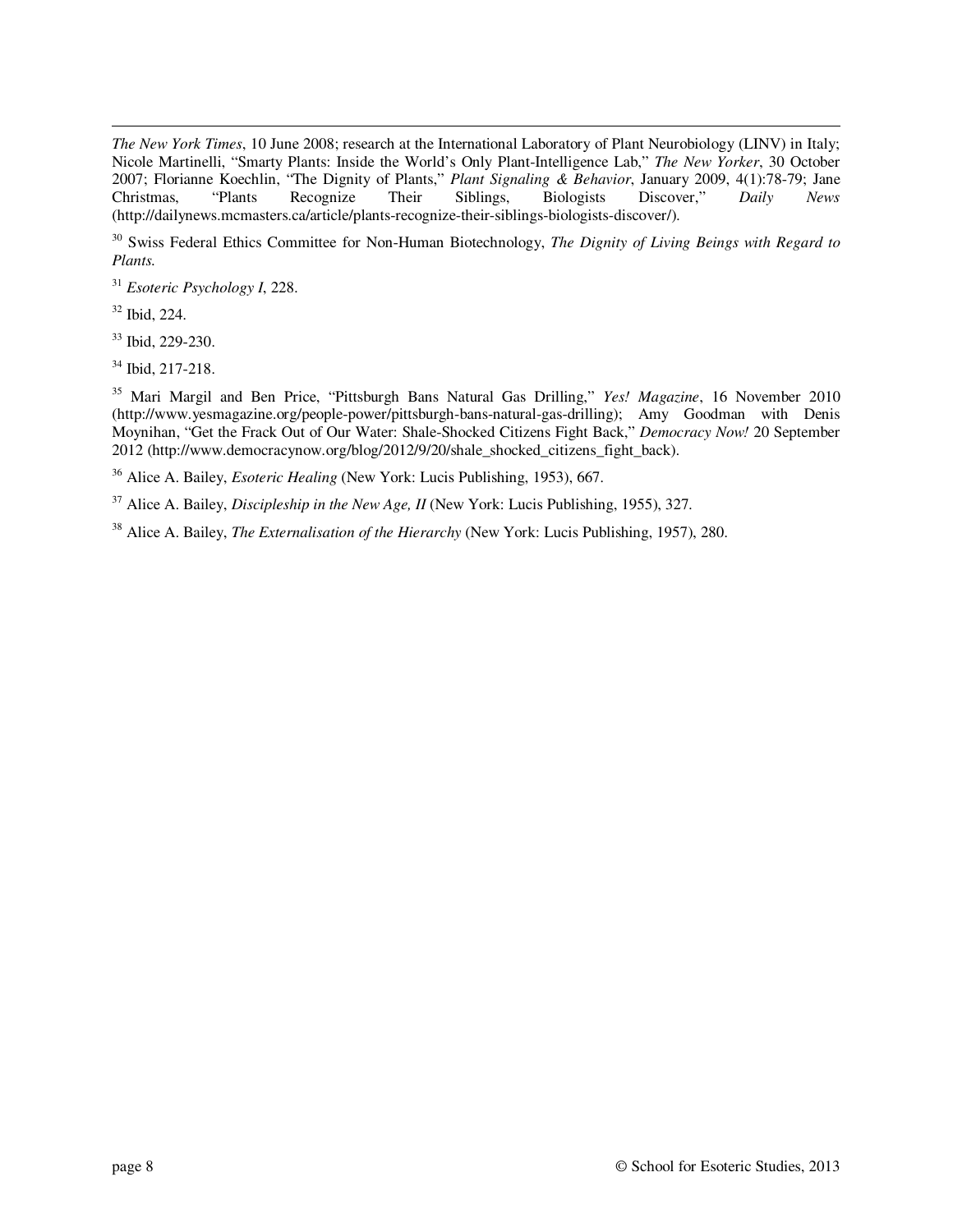*The New York Times*, 10 June 2008; research at the International Laboratory of Plant Neurobiology (LINV) in Italy; Nicole Martinelli, "Smarty Plants: Inside the World's Only Plant-Intelligence Lab," *The New Yorker*, 30 October 2007; Florianne Koechlin, "The Dignity of Plants," *Plant Signaling & Behavior*, January 2009, 4(1):78-79; Jane Christmas, "Plants Recognize Their Siblings, Biologists Discover," *Daily News* (http://dailynews.mcmasters.ca/article/plants-recognize-their-siblings-biologists-discover/).

[30] Swiss Federal Ethics Committee for Non-Human Biotechnology, *The Dignity of Living Beings with Regard to Plants.*

[31] *Esoteric Psychology I*, 228.

[32] Ibid, 224.

[33] Ibid, 229-230.

[34] Ibid, 217-218.

[35] Mari Margil and Ben Price, "Pittsburgh Bans Natural Gas Drilling," *Yes! Magazine*, 16 November 2010 (http://www.yesmagazine.org/people-power/pittsburgh-bans-natural-gas-drilling); Amy Goodman with Denis Moynihan, "Get the Frack Out of Our Water: Shale-Shocked Citizens Fight Back," *Democracy Now!* 20 September 2012 (http://www.democracynow.org/blog/2012/9/20/shale_shocked_citizens_fight_back).

[36] Alice A. Bailey, *Esoteric Healing* (New York: Lucis Publishing, 1953), 667.

[37] Alice A. Bailey, *Discipleship in the New Age, II* (New York: Lucis Publishing, 1955), 327.

[38] Alice A. Bailey, *The Externalisation of the Hierarchy* (New York: Lucis Publishing, 1957), 280.